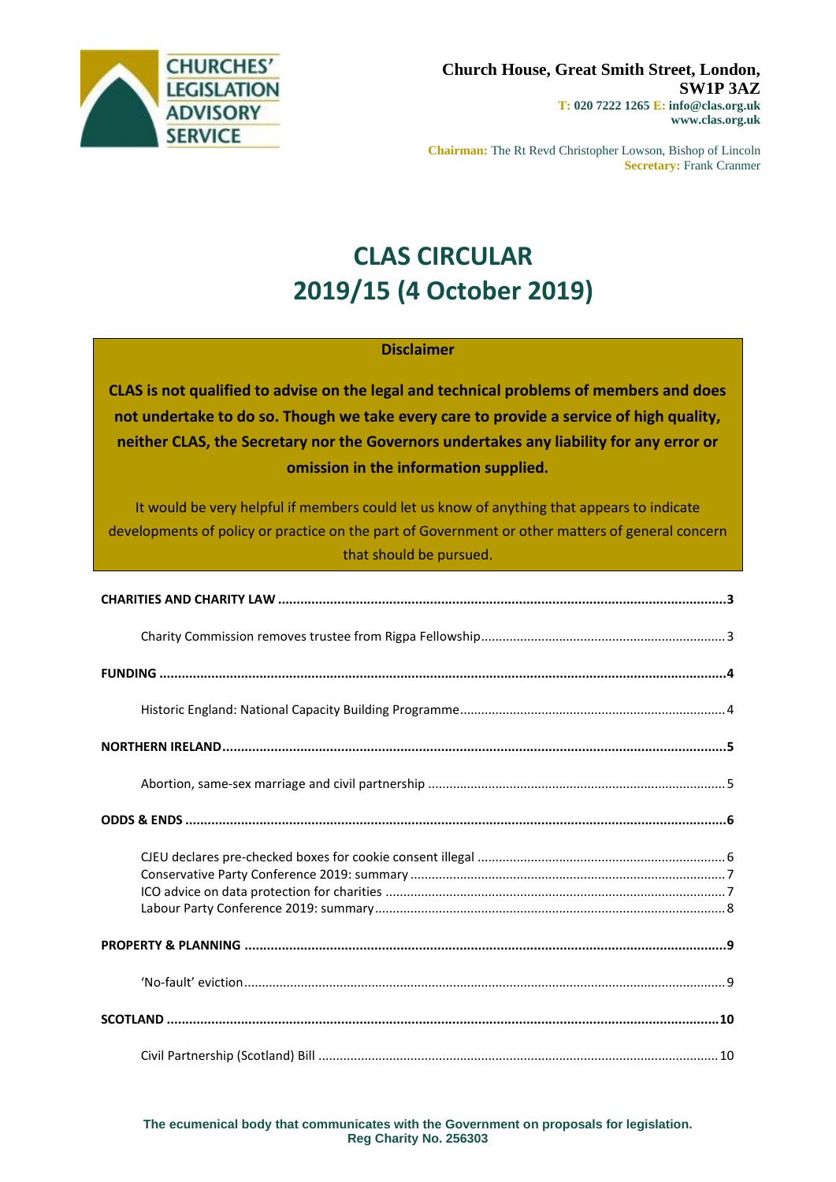**CHURCHES' LEGISLATION ADVISORY SERVICE**

**Church House, Great Smith Street, London, SW1P 3AZ**
**T: 020 7222 1265 E: info@clas.org.uk**
**www.clas.org.uk**

**Chairman:** The Rt Revd Christopher Lowson, Bishop of Lincoln
**Secretary:** Frank Cranmer

# CLAS CIRCULAR 2019/15 (4 October 2019)

**Disclaimer**

**CLAS is not qualified to advise on the legal and technical problems of members and does not undertake to do so. Though we take every care to provide a service of high quality, neither CLAS, the Secretary nor the Governors undertakes any liability for any error or omission in the information supplied.**

It would be very helpful if members could let us know of anything that appears to indicate developments of policy or practice on the part of Government or other matters of general concern that should be pursued.

**CHARITIES AND CHARITY LAW** ..... 3

- Charity Commission removes trustee from Rigpa Fellowship ..... 3

**FUNDING** ..... 4

- Historic England: National Capacity Building Programme ..... 4

**NORTHERN IRELAND** ..... 5

- Abortion, same-sex marriage and civil partnership ..... 5

**ODDS & ENDS** ..... 6

- CJEU declares pre-checked boxes for cookie consent illegal ..... 6
- Conservative Party Conference 2019: summary ..... 7
- ICO advice on data protection for charities ..... 7
- Labour Party Conference 2019: summary ..... 8

**PROPERTY & PLANNING** ..... 9

- 'No-fault' eviction ..... 9

**SCOTLAND** ..... 10

- Civil Partnership (Scotland) Bill ..... 10

**The ecumenical body that communicates with the Government on proposals for legislation.**
**Reg Charity No. 256303**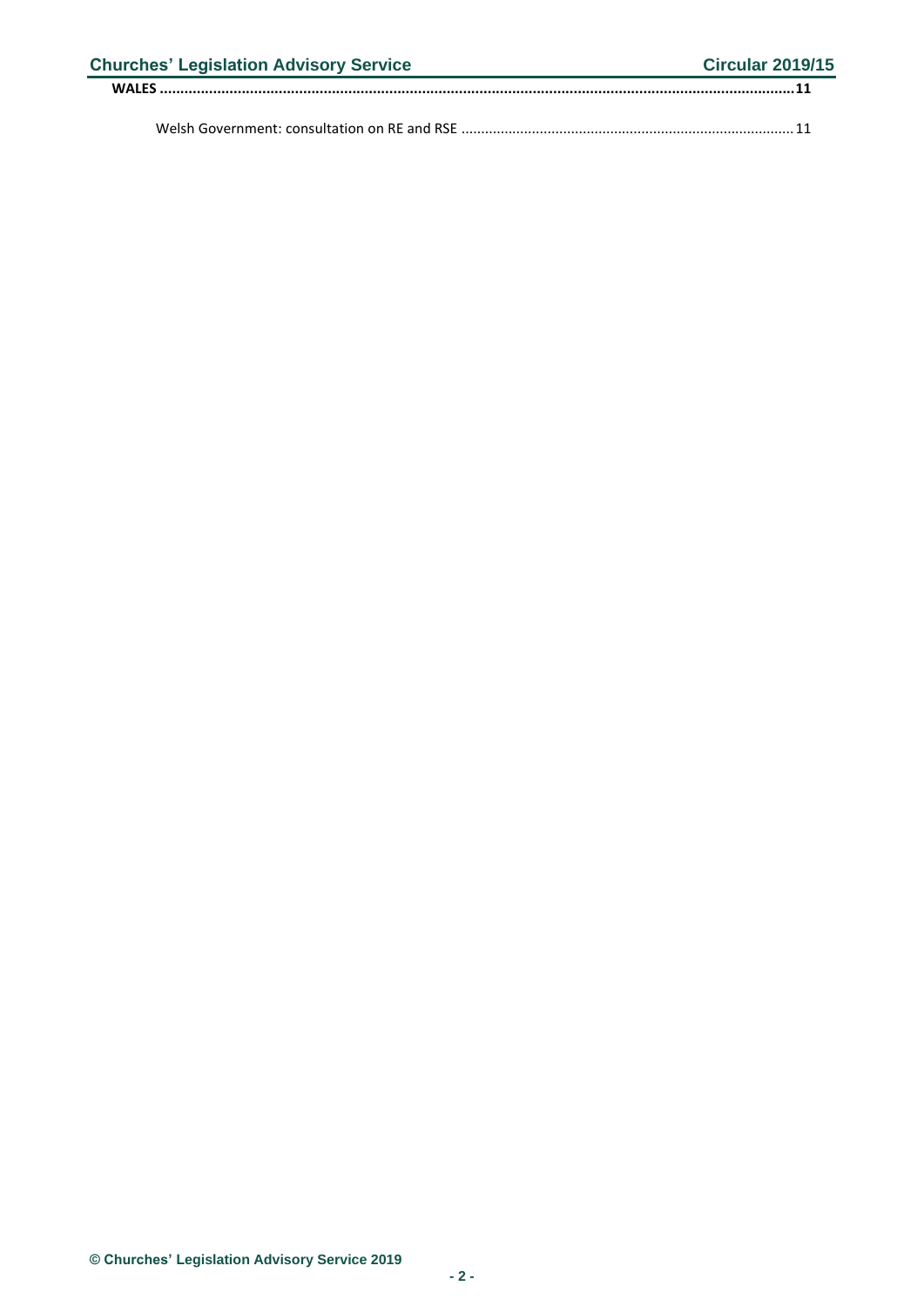**WALES .......................................................................................................................................................11**

Welsh Government: consultation on RE and RSE ....................................................................................11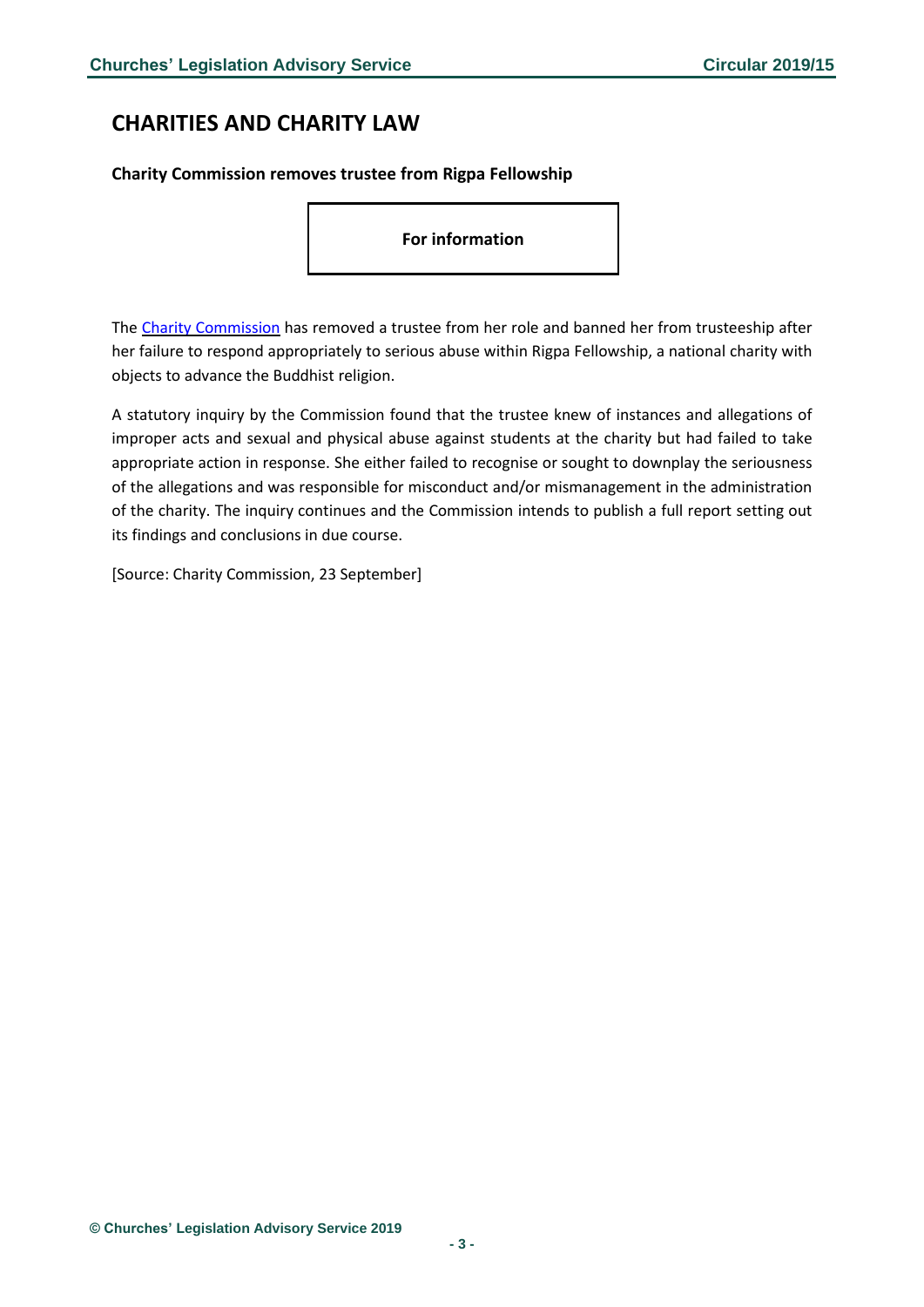# CHARITIES AND CHARITY LAW

### Charity Commission removes trustee from Rigpa Fellowship

**For information**

The Charity Commission has removed a trustee from her role and banned her from trusteeship after her failure to respond appropriately to serious abuse within Rigpa Fellowship, a national charity with objects to advance the Buddhist religion.

A statutory inquiry by the Commission found that the trustee knew of instances and allegations of improper acts and sexual and physical abuse against students at the charity but had failed to take appropriate action in response. She either failed to recognise or sought to downplay the seriousness of the allegations and was responsible for misconduct and/or mismanagement in the administration of the charity. The inquiry continues and the Commission intends to publish a full report setting out its findings and conclusions in due course.

[Source: Charity Commission, 23 September]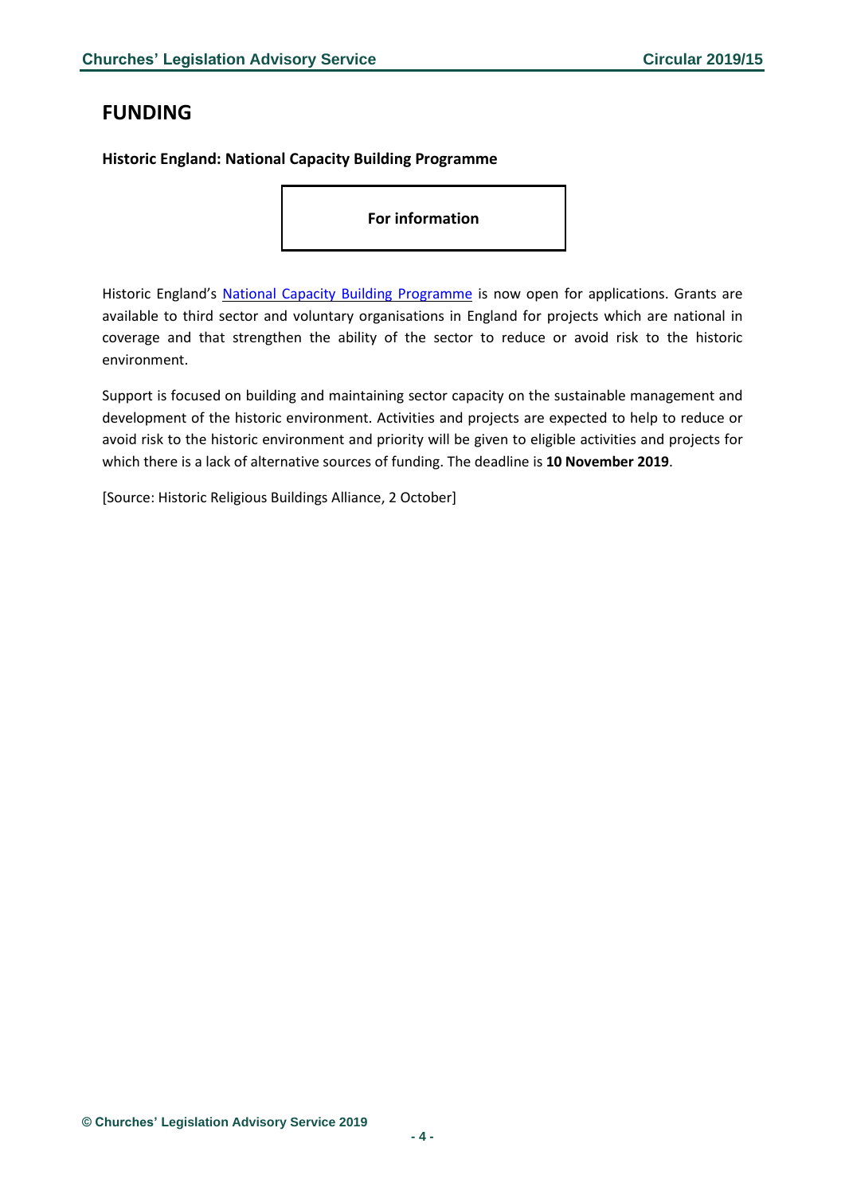# FUNDING

### Historic England: National Capacity Building Programme

**For information**

Historic England's National Capacity Building Programme is now open for applications. Grants are available to third sector and voluntary organisations in England for projects which are national in coverage and that strengthen the ability of the sector to reduce or avoid risk to the historic environment.

Support is focused on building and maintaining sector capacity on the sustainable management and development of the historic environment. Activities and projects are expected to help to reduce or avoid risk to the historic environment and priority will be given to eligible activities and projects for which there is a lack of alternative sources of funding. The deadline is **10 November 2019**.

[Source: Historic Religious Buildings Alliance, 2 October]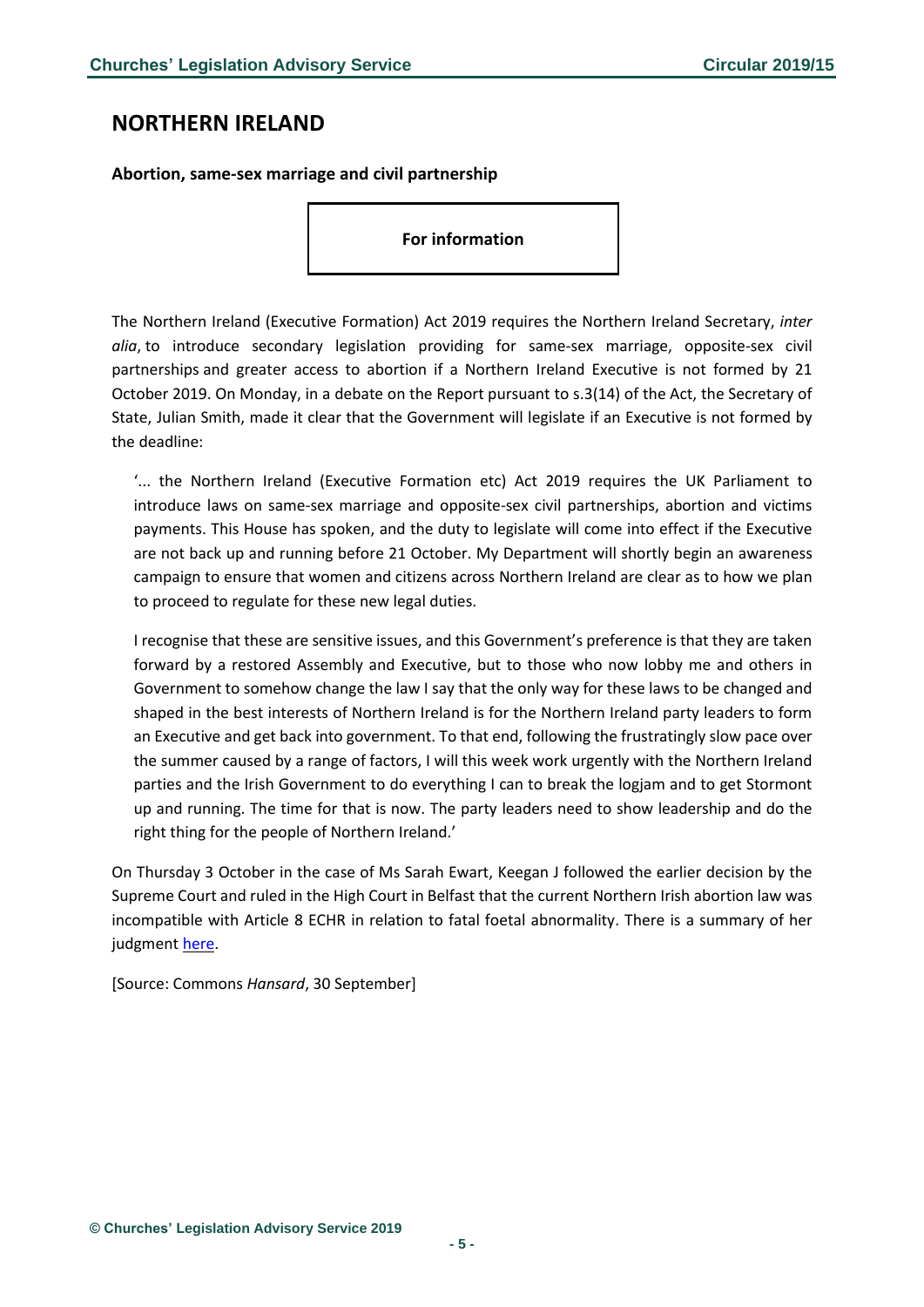## NORTHERN IRELAND

### Abortion, same-sex marriage and civil partnership

**For information**

The Northern Ireland (Executive Formation) Act 2019 requires the Northern Ireland Secretary, *inter alia*, to introduce secondary legislation providing for same-sex marriage, opposite-sex civil partnerships and greater access to abortion if a Northern Ireland Executive is not formed by 21 October 2019. On Monday, in a debate on the Report pursuant to s.3(14) of the Act, the Secretary of State, Julian Smith, made it clear that the Government will legislate if an Executive is not formed by the deadline:

> '... the Northern Ireland (Executive Formation etc) Act 2019 requires the UK Parliament to introduce laws on same-sex marriage and opposite-sex civil partnerships, abortion and victims payments. This House has spoken, and the duty to legislate will come into effect if the Executive are not back up and running before 21 October. My Department will shortly begin an awareness campaign to ensure that women and citizens across Northern Ireland are clear as to how we plan to proceed to regulate for these new legal duties.
>
> I recognise that these are sensitive issues, and this Government's preference is that they are taken forward by a restored Assembly and Executive, but to those who now lobby me and others in Government to somehow change the law I say that the only way for these laws to be changed and shaped in the best interests of Northern Ireland is for the Northern Ireland party leaders to form an Executive and get back into government. To that end, following the frustratingly slow pace over the summer caused by a range of factors, I will this week work urgently with the Northern Ireland parties and the Irish Government to do everything I can to break the logjam and to get Stormont up and running. The time for that is now. The party leaders need to show leadership and do the right thing for the people of Northern Ireland.'

On Thursday 3 October in the case of Ms Sarah Ewart, Keegan J followed the earlier decision by the Supreme Court and ruled in the High Court in Belfast that the current Northern Irish abortion law was incompatible with Article 8 ECHR in relation to fatal foetal abnormality. There is a summary of her judgment here.

[Source: Commons *Hansard*, 30 September]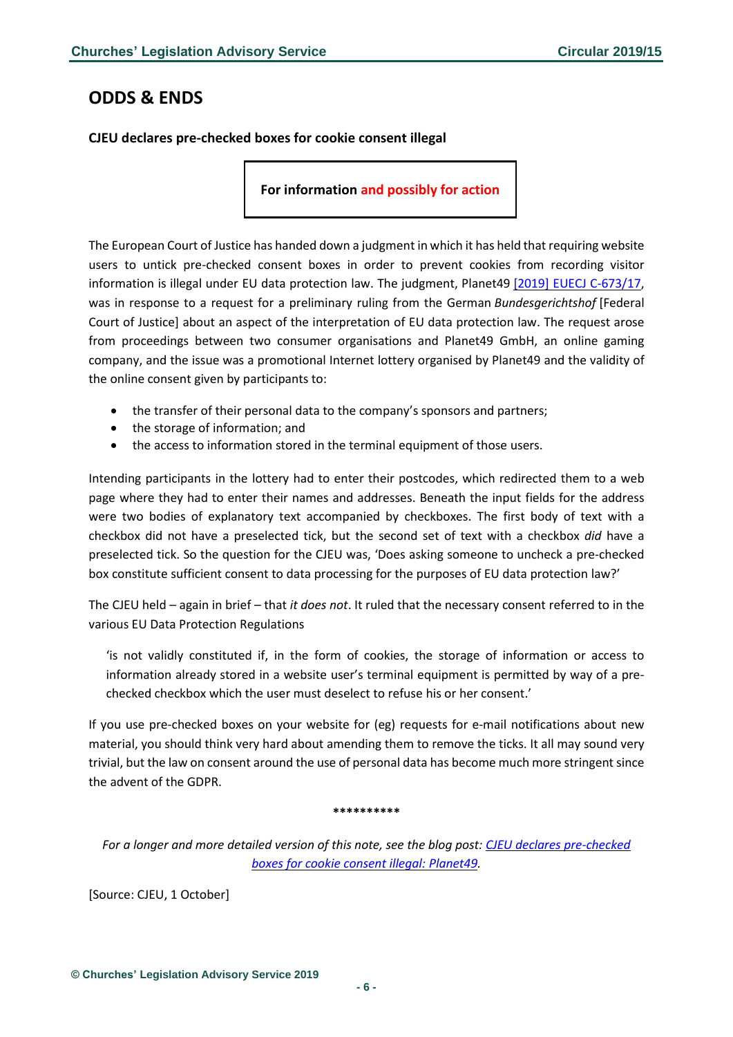## ODDS & ENDS

### CJEU declares pre-checked boxes for cookie consent illegal

**For information and possibly for action**

The European Court of Justice has handed down a judgment in which it has held that requiring website users to untick pre-checked consent boxes in order to prevent cookies from recording visitor information is illegal under EU data protection law. The judgment, Planet49 [2019] EUECJ C-673/17, was in response to a request for a preliminary ruling from the German *Bundesgerichtshof* [Federal Court of Justice] about an aspect of the interpretation of EU data protection law. The request arose from proceedings between two consumer organisations and Planet49 GmbH, an online gaming company, and the issue was a promotional Internet lottery organised by Planet49 and the validity of the online consent given by participants to:

- the transfer of their personal data to the company's sponsors and partners;
- the storage of information; and
- the access to information stored in the terminal equipment of those users.

Intending participants in the lottery had to enter their postcodes, which redirected them to a web page where they had to enter their names and addresses. Beneath the input fields for the address were two bodies of explanatory text accompanied by checkboxes. The first body of text with a checkbox did not have a preselected tick, but the second set of text with a checkbox *did* have a preselected tick. So the question for the CJEU was, 'Does asking someone to uncheck a pre-checked box constitute sufficient consent to data processing for the purposes of EU data protection law?'

The CJEU held – again in brief – that *it does not*. It ruled that the necessary consent referred to in the various EU Data Protection Regulations

> 'is not validly constituted if, in the form of cookies, the storage of information or access to information already stored in a website user's terminal equipment is permitted by way of a pre-checked checkbox which the user must deselect to refuse his or her consent.'

If you use pre-checked boxes on your website for (eg) requests for e-mail notifications about new material, you should think very hard about amending them to remove the ticks. It all may sound very trivial, but the law on consent around the use of personal data has become much more stringent since the advent of the GDPR.

**********

*For a longer and more detailed version of this note, see the blog post: CJEU declares pre-checked boxes for cookie consent illegal: Planet49.*

[Source: CJEU, 1 October]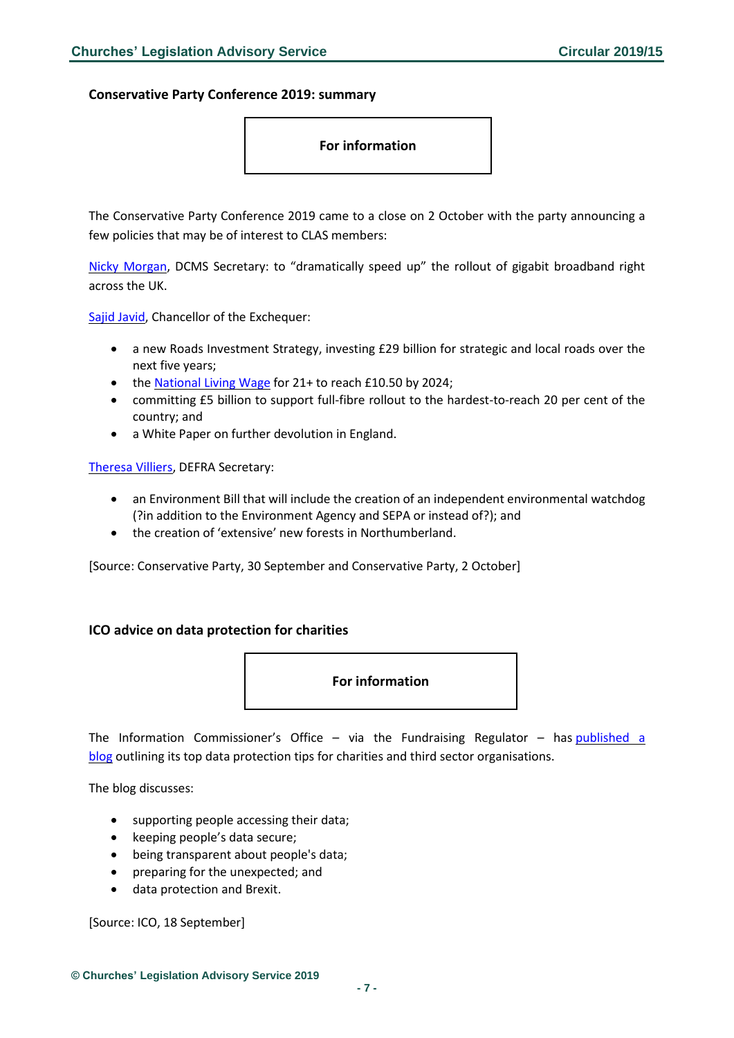### Conservative Party Conference 2019: summary

**For information**

The Conservative Party Conference 2019 came to a close on 2 October with the party announcing a few policies that may be of interest to CLAS members:

Nicky Morgan, DCMS Secretary: to "dramatically speed up" the rollout of gigabit broadband right across the UK.

Sajid Javid, Chancellor of the Exchequer:

- a new Roads Investment Strategy, investing £29 billion for strategic and local roads over the next five years;
- the National Living Wage for 21+ to reach £10.50 by 2024;
- committing £5 billion to support full-fibre rollout to the hardest-to-reach 20 per cent of the country; and
- a White Paper on further devolution in England.

Theresa Villiers, DEFRA Secretary:

- an Environment Bill that will include the creation of an independent environmental watchdog (?in addition to the Environment Agency and SEPA or instead of?); and
- the creation of 'extensive' new forests in Northumberland.

[Source: Conservative Party, 30 September and Conservative Party, 2 October]

### ICO advice on data protection for charities

**For information**

The Information Commissioner's Office – via the Fundraising Regulator – has published a blog outlining its top data protection tips for charities and third sector organisations.

The blog discusses:

- supporting people accessing their data;
- keeping people's data secure;
- being transparent about people's data;
- preparing for the unexpected; and
- data protection and Brexit.

[Source: ICO, 18 September]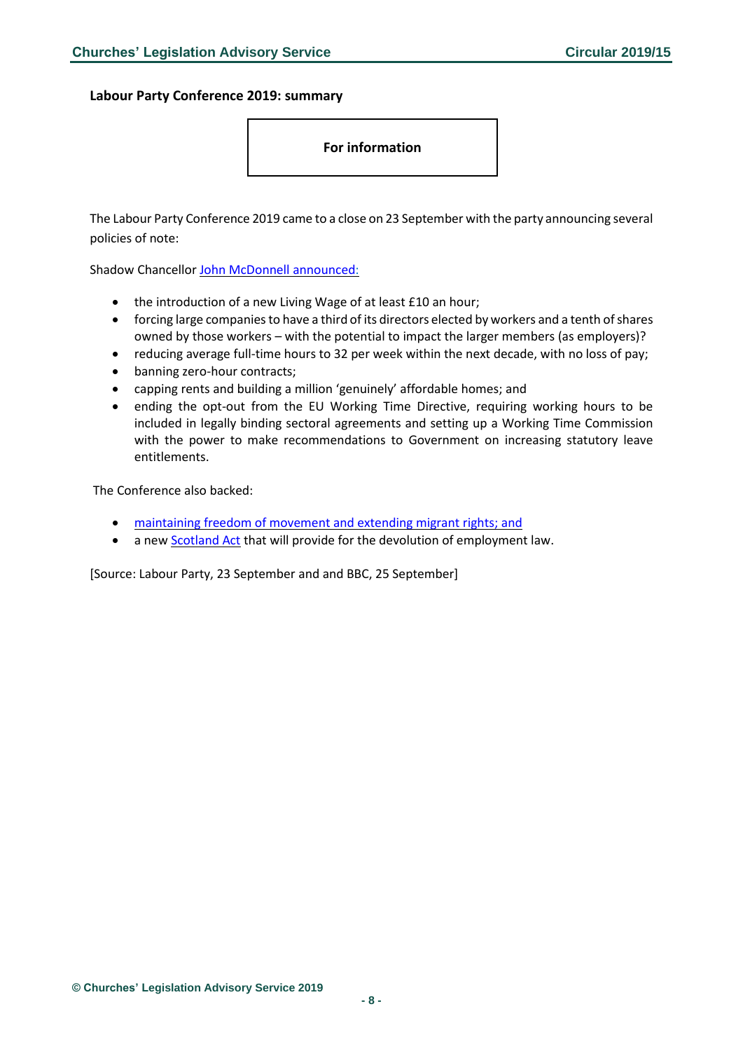**Labour Party Conference 2019: summary**

**For information**

The Labour Party Conference 2019 came to a close on 23 September with the party announcing several policies of note:

Shadow Chancellor John McDonnell announced:

- the introduction of a new Living Wage of at least £10 an hour;
- forcing large companies to have a third of its directors elected by workers and a tenth of shares owned by those workers – with the potential to impact the larger members (as employers)?
- reducing average full-time hours to 32 per week within the next decade, with no loss of pay;
- banning zero-hour contracts;
- capping rents and building a million 'genuinely' affordable homes; and
- ending the opt-out from the EU Working Time Directive, requiring working hours to be included in legally binding sectoral agreements and setting up a Working Time Commission with the power to make recommendations to Government on increasing statutory leave entitlements.

The Conference also backed:

- maintaining freedom of movement and extending migrant rights; and
- a new Scotland Act that will provide for the devolution of employment law.

[Source: Labour Party, 23 September and and BBC, 25 September]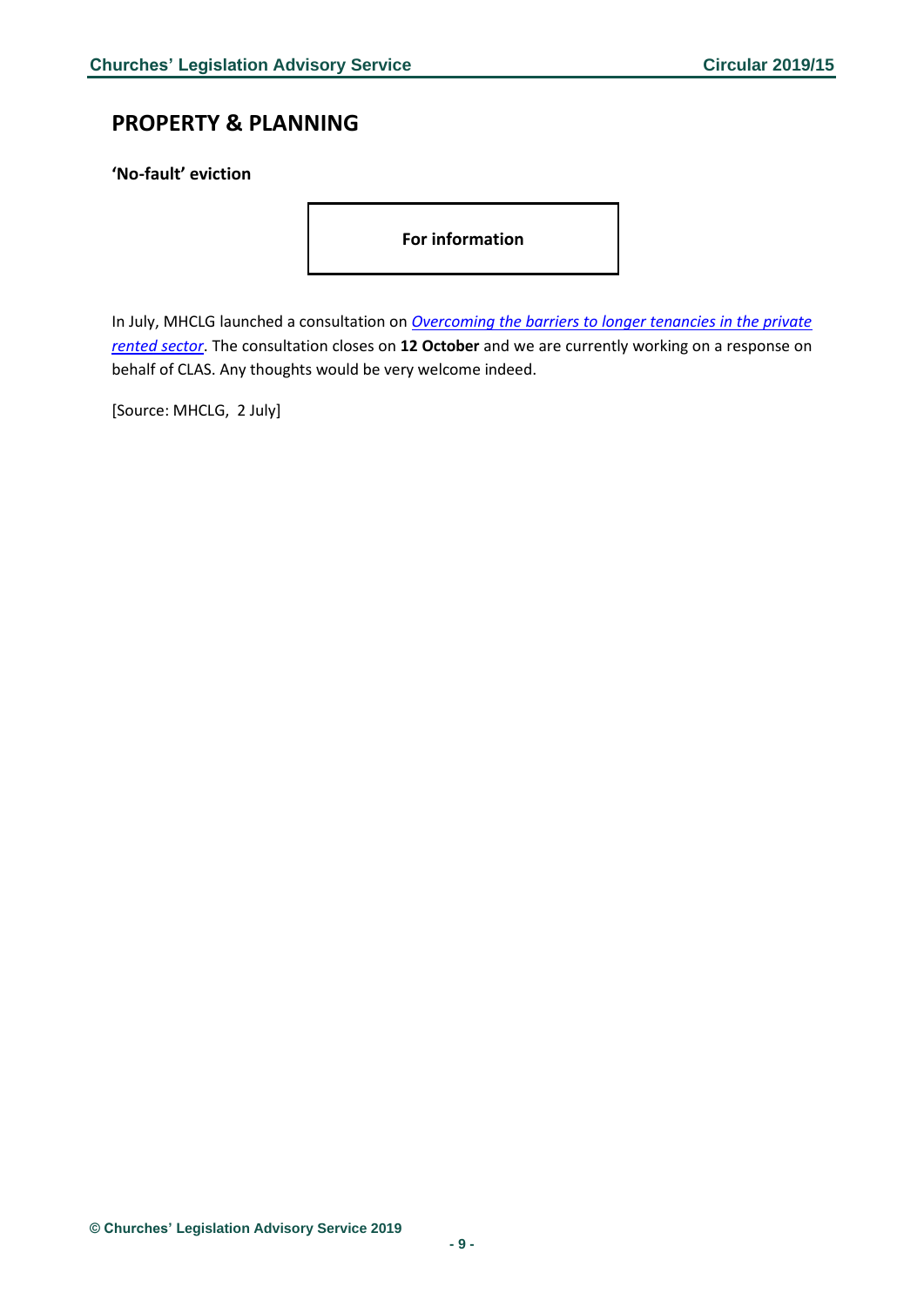## PROPERTY & PLANNING

**'No-fault' eviction**

**For information**

In July, MHCLG launched a consultation on *Overcoming the barriers to longer tenancies in the private rented sector*. The consultation closes on **12 October** and we are currently working on a response on behalf of CLAS. Any thoughts would be very welcome indeed.

[Source: MHCLG, 2 July]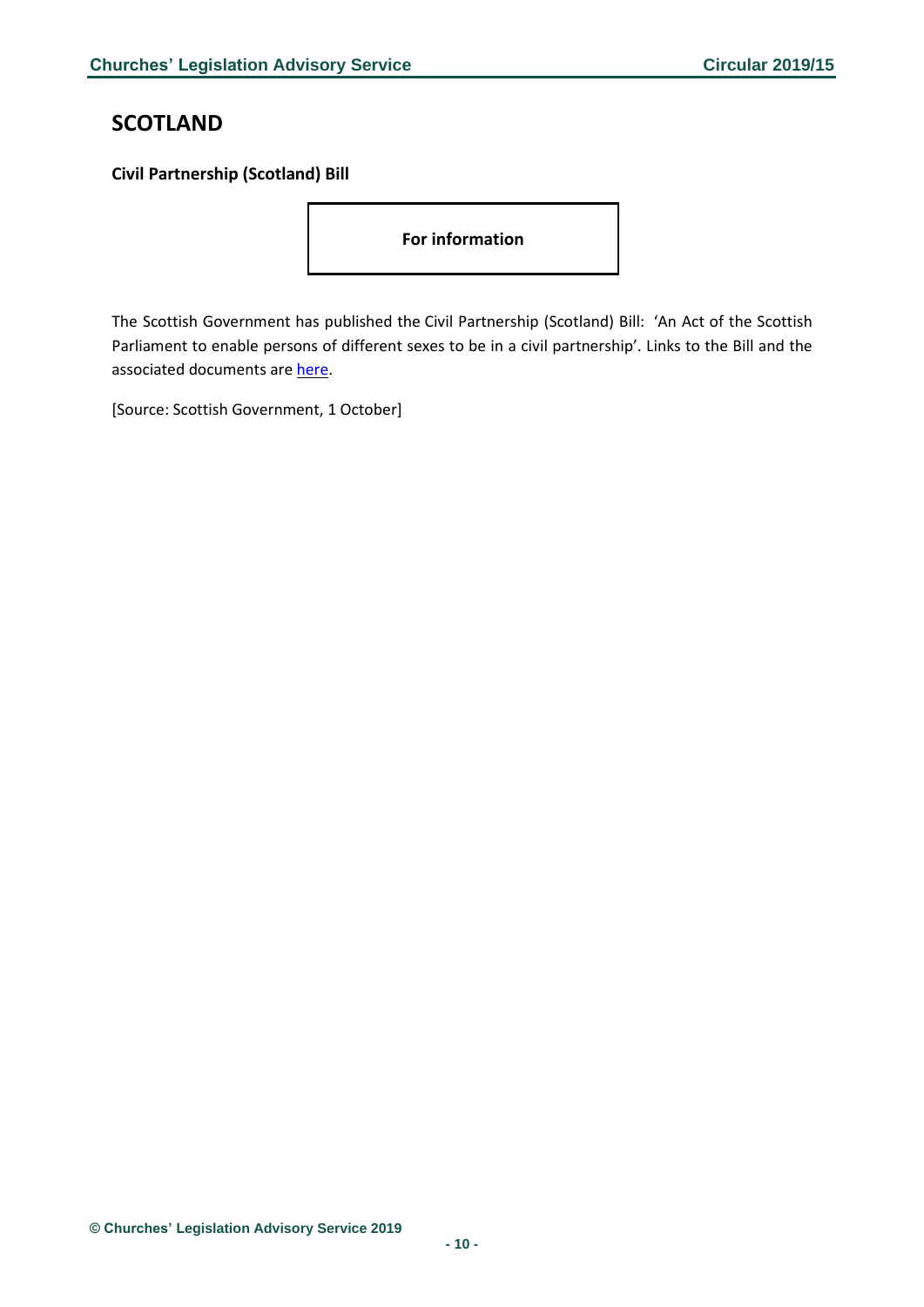# SCOTLAND

**Civil Partnership (Scotland) Bill**

**For information**

The Scottish Government has published the Civil Partnership (Scotland) Bill: 'An Act of the Scottish Parliament to enable persons of different sexes to be in a civil partnership'. Links to the Bill and the associated documents are here.

[Source: Scottish Government, 1 October]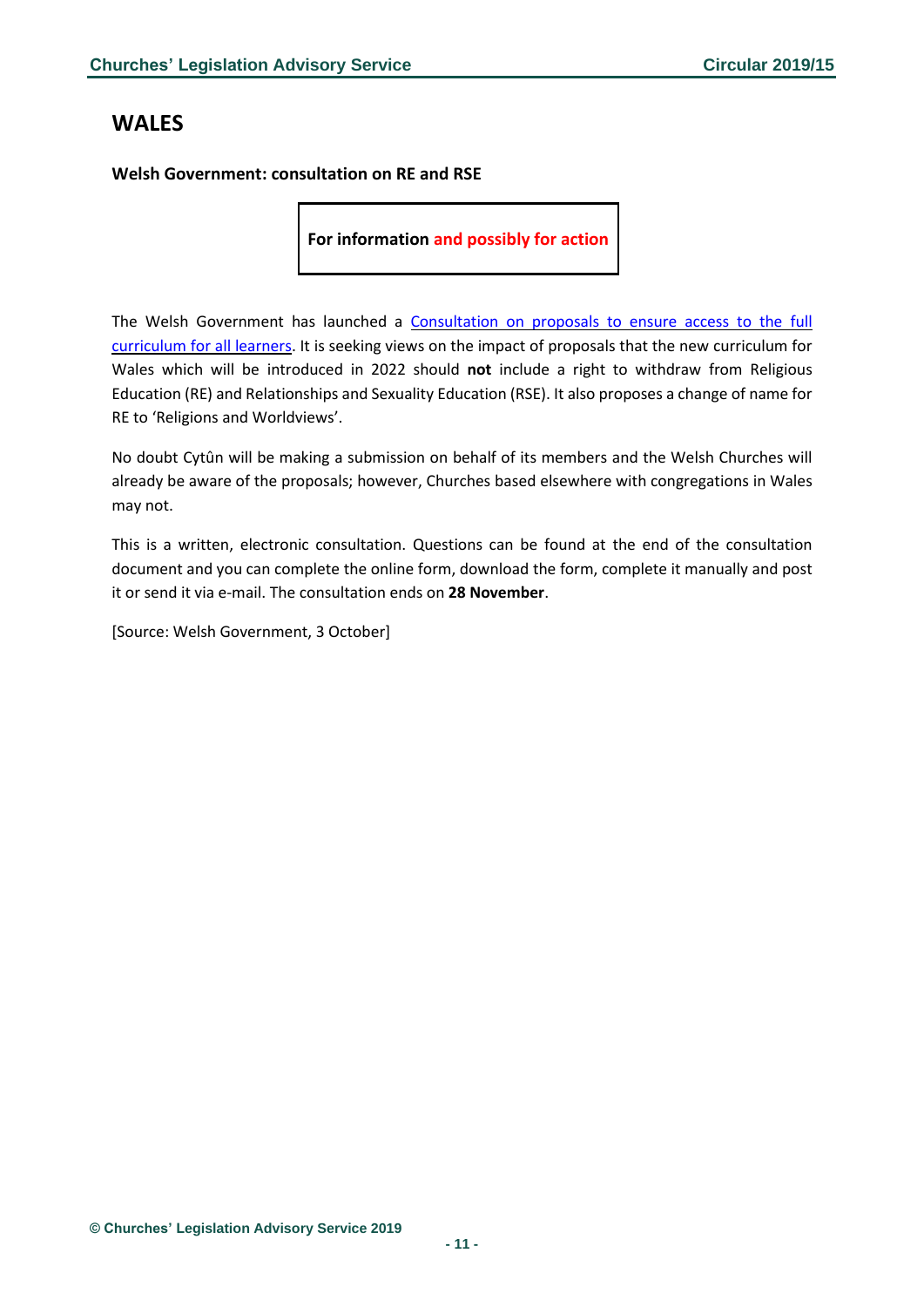# WALES

**Welsh Government: consultation on RE and RSE**

**For information and possibly for action**

The Welsh Government has launched a [Consultation on proposals to ensure access to the full curriculum for all learners](). It is seeking views on the impact of proposals that the new curriculum for Wales which will be introduced in 2022 should **not** include a right to withdraw from Religious Education (RE) and Relationships and Sexuality Education (RSE). It also proposes a change of name for RE to 'Religions and Worldviews'.

No doubt Cytûn will be making a submission on behalf of its members and the Welsh Churches will already be aware of the proposals; however, Churches based elsewhere with congregations in Wales may not.

This is a written, electronic consultation. Questions can be found at the end of the consultation document and you can complete the online form, download the form, complete it manually and post it or send it via e-mail. The consultation ends on **28 November**.

[Source: Welsh Government, 3 October]